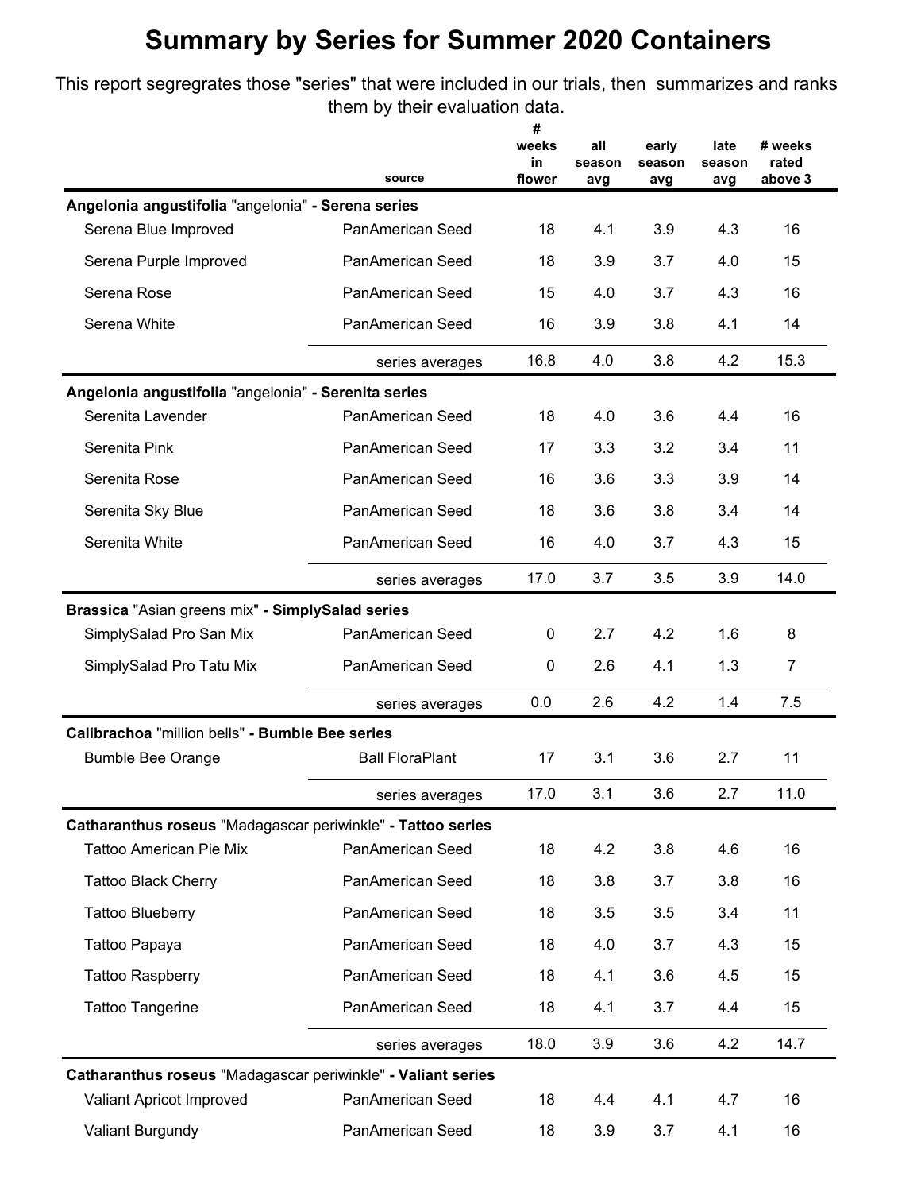# Summary by Series for Summer 2020 Containers

This report segregrates those "series" that were included in our trials, then summarizes and ranks them by their evaluation data.

| | source | # weeks in flower | all season avg | early season avg | late season avg | # weeks rated above 3 |
|---|---|---|---|---|---|---|
| **Angelonia angustifolia** "angelonia" **- Serena series** | | | | | | |
| Serena Blue Improved | PanAmerican Seed | 18 | 4.1 | 3.9 | 4.3 | 16 |
| Serena Purple Improved | PanAmerican Seed | 18 | 3.9 | 3.7 | 4.0 | 15 |
| Serena Rose | PanAmerican Seed | 15 | 4.0 | 3.7 | 4.3 | 16 |
| Serena White | PanAmerican Seed | 16 | 3.9 | 3.8 | 4.1 | 14 |
| | series averages | 16.8 | 4.0 | 3.8 | 4.2 | 15.3 |
| **Angelonia angustifolia** "angelonia" **- Serenita series** | | | | | | |
| Serenita Lavender | PanAmerican Seed | 18 | 4.0 | 3.6 | 4.4 | 16 |
| Serenita Pink | PanAmerican Seed | 17 | 3.3 | 3.2 | 3.4 | 11 |
| Serenita Rose | PanAmerican Seed | 16 | 3.6 | 3.3 | 3.9 | 14 |
| Serenita Sky Blue | PanAmerican Seed | 18 | 3.6 | 3.8 | 3.4 | 14 |
| Serenita White | PanAmerican Seed | 16 | 4.0 | 3.7 | 4.3 | 15 |
| | series averages | 17.0 | 3.7 | 3.5 | 3.9 | 14.0 |
| **Brassica** "Asian greens mix" **- SimplySalad series** | | | | | | |
| SimplySalad Pro San Mix | PanAmerican Seed | 0 | 2.7 | 4.2 | 1.6 | 8 |
| SimplySalad Pro Tatu Mix | PanAmerican Seed | 0 | 2.6 | 4.1 | 1.3 | 7 |
| | series averages | 0.0 | 2.6 | 4.2 | 1.4 | 7.5 |
| **Calibrachoa** "million bells" **- Bumble Bee series** | | | | | | |
| Bumble Bee Orange | Ball FloraPlant | 17 | 3.1 | 3.6 | 2.7 | 11 |
| | series averages | 17.0 | 3.1 | 3.6 | 2.7 | 11.0 |
| **Catharanthus roseus** "Madagascar periwinkle" **- Tattoo series** | | | | | | |
| Tattoo American Pie Mix | PanAmerican Seed | 18 | 4.2 | 3.8 | 4.6 | 16 |
| Tattoo Black Cherry | PanAmerican Seed | 18 | 3.8 | 3.7 | 3.8 | 16 |
| Tattoo Blueberry | PanAmerican Seed | 18 | 3.5 | 3.5 | 3.4 | 11 |
| Tattoo Papaya | PanAmerican Seed | 18 | 4.0 | 3.7 | 4.3 | 15 |
| Tattoo Raspberry | PanAmerican Seed | 18 | 4.1 | 3.6 | 4.5 | 15 |
| Tattoo Tangerine | PanAmerican Seed | 18 | 4.1 | 3.7 | 4.4 | 15 |
| | series averages | 18.0 | 3.9 | 3.6 | 4.2 | 14.7 |
| **Catharanthus roseus** "Madagascar periwinkle" **- Valiant series** | | | | | | |
| Valiant Apricot Improved | PanAmerican Seed | 18 | 4.4 | 4.1 | 4.7 | 16 |
| Valiant Burgundy | PanAmerican Seed | 18 | 3.9 | 3.7 | 4.1 | 16 |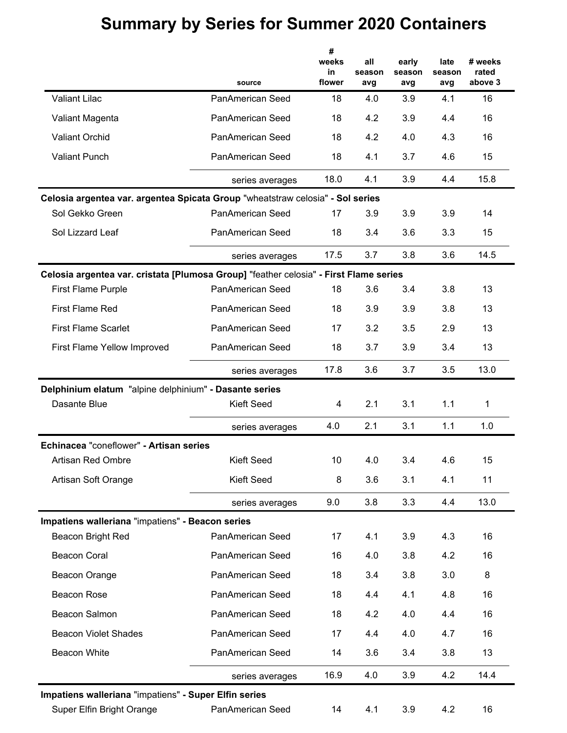# Summary by Series for Summer 2020 Containers

| | source | # weeks in flower | all season avg | early season avg | late season avg | # weeks rated above 3 |
|---|---|---|---|---|---|---|
| Valiant Lilac | PanAmerican Seed | 18 | 4.0 | 3.9 | 4.1 | 16 |
| Valiant Magenta | PanAmerican Seed | 18 | 4.2 | 3.9 | 4.4 | 16 |
| Valiant Orchid | PanAmerican Seed | 18 | 4.2 | 4.0 | 4.3 | 16 |
| Valiant Punch | PanAmerican Seed | 18 | 4.1 | 3.7 | 4.6 | 15 |
| | series averages | 18.0 | 4.1 | 3.9 | 4.4 | 15.8 |
| **Celosia argentea var. argentea Spicata Group** "wheatstraw celosia" **- Sol series** | | | | | | |
| Sol Gekko Green | PanAmerican Seed | 17 | 3.9 | 3.9 | 3.9 | 14 |
| Sol Lizzard Leaf | PanAmerican Seed | 18 | 3.4 | 3.6 | 3.3 | 15 |
| | series averages | 17.5 | 3.7 | 3.8 | 3.6 | 14.5 |
| **Celosia argentea var. cristata [Plumosa Group]** "feather celosia" **- First Flame series** | | | | | | |
| First Flame Purple | PanAmerican Seed | 18 | 3.6 | 3.4 | 3.8 | 13 |
| First Flame Red | PanAmerican Seed | 18 | 3.9 | 3.9 | 3.8 | 13 |
| First Flame Scarlet | PanAmerican Seed | 17 | 3.2 | 3.5 | 2.9 | 13 |
| First Flame Yellow Improved | PanAmerican Seed | 18 | 3.7 | 3.9 | 3.4 | 13 |
| | series averages | 17.8 | 3.6 | 3.7 | 3.5 | 13.0 |
| **Delphinium elatum** "alpine delphinium" **- Dasante series** | | | | | | |
| Dasante Blue | Kieft Seed | 4 | 2.1 | 3.1 | 1.1 | 1 |
| | series averages | 4.0 | 2.1 | 3.1 | 1.1 | 1.0 |
| **Echinacea** "coneflower" **- Artisan series** | | | | | | |
| Artisan Red Ombre | Kieft Seed | 10 | 4.0 | 3.4 | 4.6 | 15 |
| Artisan Soft Orange | Kieft Seed | 8 | 3.6 | 3.1 | 4.1 | 11 |
| | series averages | 9.0 | 3.8 | 3.3 | 4.4 | 13.0 |
| **Impatiens walleriana** "impatiens" **- Beacon series** | | | | | | |
| Beacon Bright Red | PanAmerican Seed | 17 | 4.1 | 3.9 | 4.3 | 16 |
| Beacon Coral | PanAmerican Seed | 16 | 4.0 | 3.8 | 4.2 | 16 |
| Beacon Orange | PanAmerican Seed | 18 | 3.4 | 3.8 | 3.0 | 8 |
| Beacon Rose | PanAmerican Seed | 18 | 4.4 | 4.1 | 4.8 | 16 |
| Beacon Salmon | PanAmerican Seed | 18 | 4.2 | 4.0 | 4.4 | 16 |
| Beacon Violet Shades | PanAmerican Seed | 17 | 4.4 | 4.0 | 4.7 | 16 |
| Beacon White | PanAmerican Seed | 14 | 3.6 | 3.4 | 3.8 | 13 |
| | series averages | 16.9 | 4.0 | 3.9 | 4.2 | 14.4 |
| **Impatiens walleriana** "impatiens" **- Super Elfin series** | | | | | | |
| Super Elfin Bright Orange | PanAmerican Seed | 14 | 4.1 | 3.9 | 4.2 | 16 |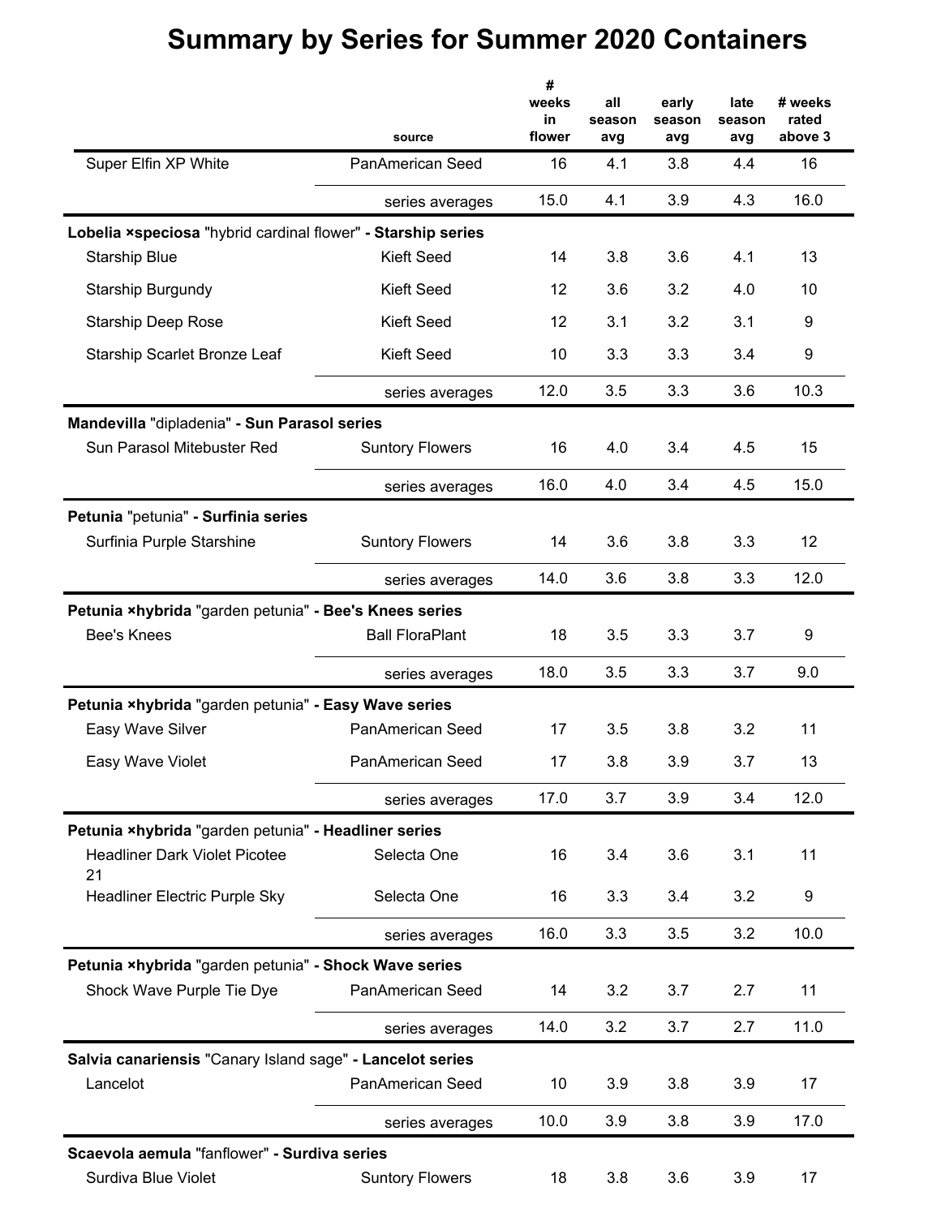# Summary by Series for Summer 2020 Containers

| | source | # weeks in flower | all season avg | early season avg | late season avg | # weeks rated above 3 |
|---|---|---|---|---|---|---|
| Super Elfin XP White | PanAmerican Seed | 16 | 4.1 | 3.8 | 4.4 | 16 |
| | series averages | 15.0 | 4.1 | 3.9 | 4.3 | 16.0 |
| **Lobelia ×speciosa** "hybrid cardinal flower" **- Starship series** | | | | | | |
| Starship Blue | Kieft Seed | 14 | 3.8 | 3.6 | 4.1 | 13 |
| Starship Burgundy | Kieft Seed | 12 | 3.6 | 3.2 | 4.0 | 10 |
| Starship Deep Rose | Kieft Seed | 12 | 3.1 | 3.2 | 3.1 | 9 |
| Starship Scarlet Bronze Leaf | Kieft Seed | 10 | 3.3 | 3.3 | 3.4 | 9 |
| | series averages | 12.0 | 3.5 | 3.3 | 3.6 | 10.3 |
| **Mandevilla** "dipladenia" **- Sun Parasol series** | | | | | | |
| Sun Parasol Mitebuster Red | Suntory Flowers | 16 | 4.0 | 3.4 | 4.5 | 15 |
| | series averages | 16.0 | 4.0 | 3.4 | 4.5 | 15.0 |
| **Petunia** "petunia" **- Surfinia series** | | | | | | |
| Surfinia Purple Starshine | Suntory Flowers | 14 | 3.6 | 3.8 | 3.3 | 12 |
| | series averages | 14.0 | 3.6 | 3.8 | 3.3 | 12.0 |
| **Petunia ×hybrida** "garden petunia" **- Bee's Knees series** | | | | | | |
| Bee's Knees | Ball FloraPlant | 18 | 3.5 | 3.3 | 3.7 | 9 |
| | series averages | 18.0 | 3.5 | 3.3 | 3.7 | 9.0 |
| **Petunia ×hybrida** "garden petunia" **- Easy Wave series** | | | | | | |
| Easy Wave Silver | PanAmerican Seed | 17 | 3.5 | 3.8 | 3.2 | 11 |
| Easy Wave Violet | PanAmerican Seed | 17 | 3.8 | 3.9 | 3.7 | 13 |
| | series averages | 17.0 | 3.7 | 3.9 | 3.4 | 12.0 |
| **Petunia ×hybrida** "garden petunia" **- Headliner series** | | | | | | |
| Headliner Dark Violet Picotee 21 | Selecta One | 16 | 3.4 | 3.6 | 3.1 | 11 |
| Headliner Electric Purple Sky | Selecta One | 16 | 3.3 | 3.4 | 3.2 | 9 |
| | series averages | 16.0 | 3.3 | 3.5 | 3.2 | 10.0 |
| **Petunia ×hybrida** "garden petunia" **- Shock Wave series** | | | | | | |
| Shock Wave Purple Tie Dye | PanAmerican Seed | 14 | 3.2 | 3.7 | 2.7 | 11 |
| | series averages | 14.0 | 3.2 | 3.7 | 2.7 | 11.0 |
| **Salvia canariensis** "Canary Island sage" **- Lancelot series** | | | | | | |
| Lancelot | PanAmerican Seed | 10 | 3.9 | 3.8 | 3.9 | 17 |
| | series averages | 10.0 | 3.9 | 3.8 | 3.9 | 17.0 |
| **Scaevola aemula** "fanflower" **- Surdiva series** | | | | | | |
| Surdiva Blue Violet | Suntory Flowers | 18 | 3.8 | 3.6 | 3.9 | 17 |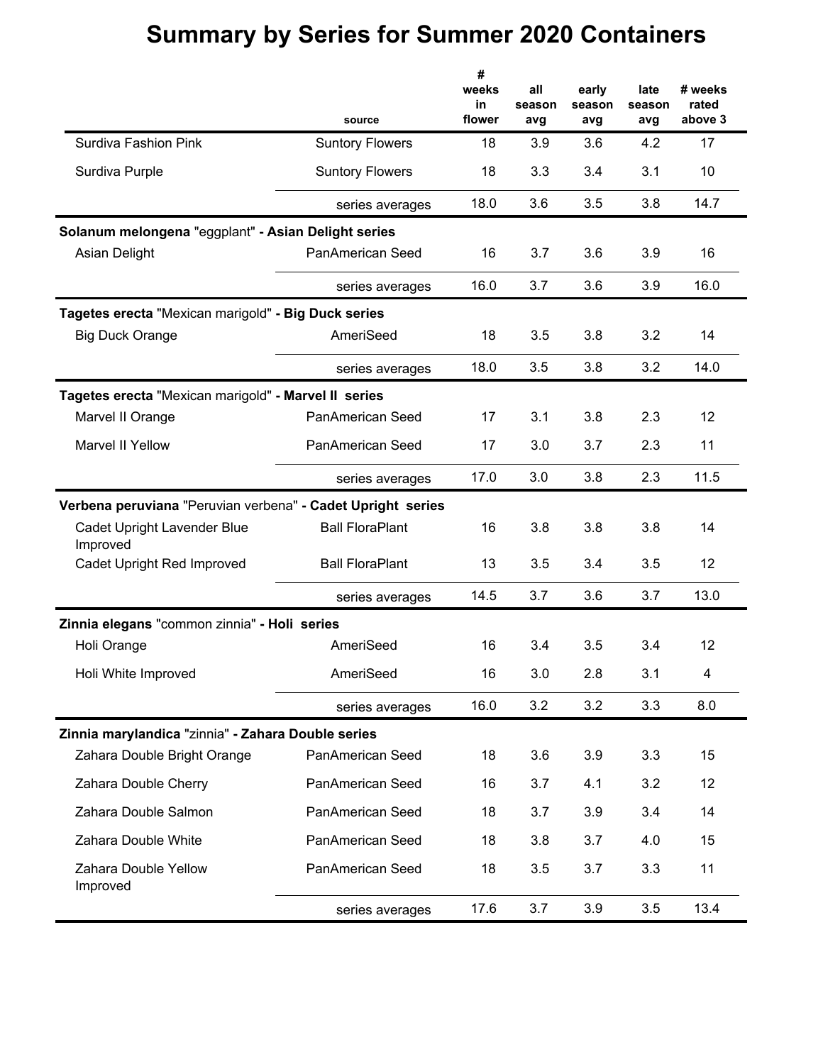# Summary by Series for Summer 2020 Containers

| | source | # weeks in flower | all season avg | early season avg | late season avg | # weeks rated above 3 |
|---|---|---|---|---|---|---|
| Surdiva Fashion Pink | Suntory Flowers | 18 | 3.9 | 3.6 | 4.2 | 17 |
| Surdiva Purple | Suntory Flowers | 18 | 3.3 | 3.4 | 3.1 | 10 |
| | series averages | 18.0 | 3.6 | 3.5 | 3.8 | 14.7 |
| **Solanum melongena** "eggplant" **- Asian Delight series** | | | | | | |
| Asian Delight | PanAmerican Seed | 16 | 3.7 | 3.6 | 3.9 | 16 |
| | series averages | 16.0 | 3.7 | 3.6 | 3.9 | 16.0 |
| **Tagetes erecta** "Mexican marigold" **- Big Duck series** | | | | | | |
| Big Duck Orange | AmeriSeed | 18 | 3.5 | 3.8 | 3.2 | 14 |
| | series averages | 18.0 | 3.5 | 3.8 | 3.2 | 14.0 |
| **Tagetes erecta** "Mexican marigold" **- Marvel II series** | | | | | | |
| Marvel II Orange | PanAmerican Seed | 17 | 3.1 | 3.8 | 2.3 | 12 |
| Marvel II Yellow | PanAmerican Seed | 17 | 3.0 | 3.7 | 2.3 | 11 |
| | series averages | 17.0 | 3.0 | 3.8 | 2.3 | 11.5 |
| **Verbena peruviana** "Peruvian verbena" **- Cadet Upright series** | | | | | | |
| Cadet Upright Lavender Blue Improved | Ball FloraPlant | 16 | 3.8 | 3.8 | 3.8 | 14 |
| Cadet Upright Red Improved | Ball FloraPlant | 13 | 3.5 | 3.4 | 3.5 | 12 |
| | series averages | 14.5 | 3.7 | 3.6 | 3.7 | 13.0 |
| **Zinnia elegans** "common zinnia" **- Holi series** | | | | | | |
| Holi Orange | AmeriSeed | 16 | 3.4 | 3.5 | 3.4 | 12 |
| Holi White Improved | AmeriSeed | 16 | 3.0 | 2.8 | 3.1 | 4 |
| | series averages | 16.0 | 3.2 | 3.2 | 3.3 | 8.0 |
| **Zinnia marylandica** "zinnia" **- Zahara Double series** | | | | | | |
| Zahara Double Bright Orange | PanAmerican Seed | 18 | 3.6 | 3.9 | 3.3 | 15 |
| Zahara Double Cherry | PanAmerican Seed | 16 | 3.7 | 4.1 | 3.2 | 12 |
| Zahara Double Salmon | PanAmerican Seed | 18 | 3.7 | 3.9 | 3.4 | 14 |
| Zahara Double White | PanAmerican Seed | 18 | 3.8 | 3.7 | 4.0 | 15 |
| Zahara Double Yellow Improved | PanAmerican Seed | 18 | 3.5 | 3.7 | 3.3 | 11 |
| | series averages | 17.6 | 3.7 | 3.9 | 3.5 | 13.4 |